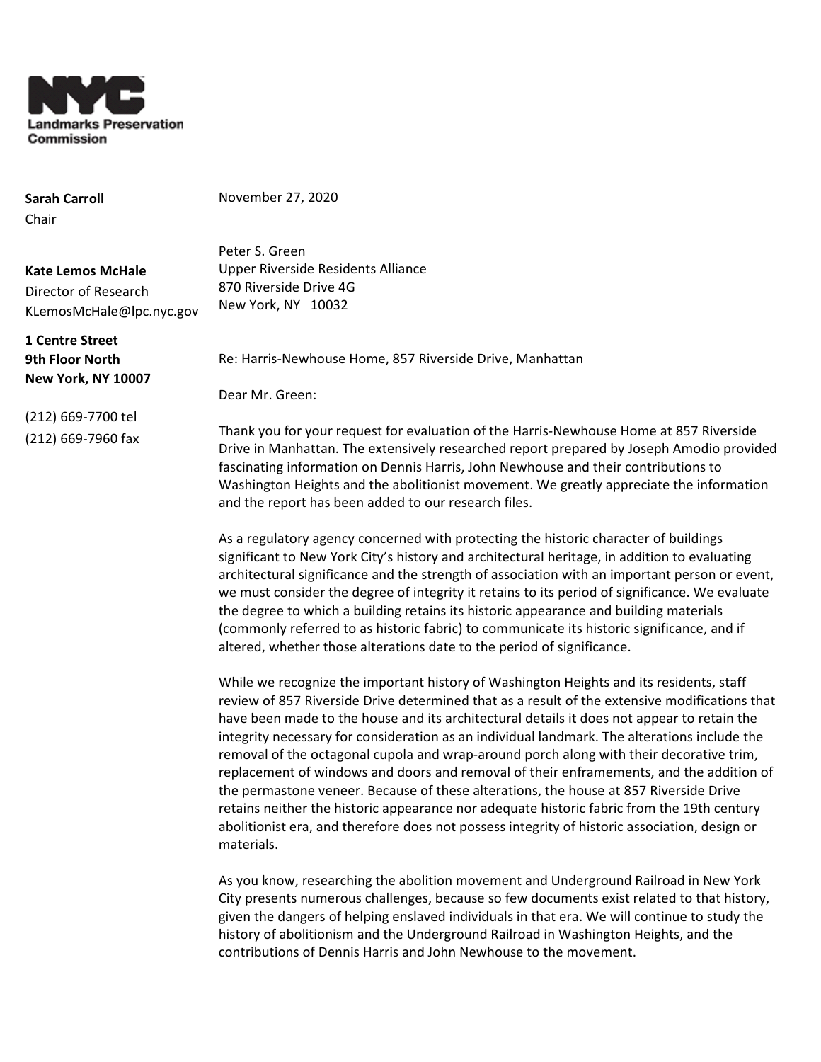**NYC**
**Landmarks Preservation Commission**

**Sarah Carroll**
Chair

**Kate Lemos McHale**
Director of Research
KLemosMcHale@lpc.nyc.gov

**1 Centre Street**
**9th Floor North**
**New York, NY 10007**

(212) 669-7700 tel
(212) 669-7960 fax

November 27, 2020

Peter S. Green
Upper Riverside Residents Alliance
870 Riverside Drive 4G
New York, NY 10032

Re: Harris-Newhouse Home, 857 Riverside Drive, Manhattan

Dear Mr. Green:

Thank you for your request for evaluation of the Harris-Newhouse Home at 857 Riverside Drive in Manhattan. The extensively researched report prepared by Joseph Amodio provided fascinating information on Dennis Harris, John Newhouse and their contributions to Washington Heights and the abolitionist movement. We greatly appreciate the information and the report has been added to our research files.

As a regulatory agency concerned with protecting the historic character of buildings significant to New York City's history and architectural heritage, in addition to evaluating architectural significance and the strength of association with an important person or event, we must consider the degree of integrity it retains to its period of significance. We evaluate the degree to which a building retains its historic appearance and building materials (commonly referred to as historic fabric) to communicate its historic significance, and if altered, whether those alterations date to the period of significance.

While we recognize the important history of Washington Heights and its residents, staff review of 857 Riverside Drive determined that as a result of the extensive modifications that have been made to the house and its architectural details it does not appear to retain the integrity necessary for consideration as an individual landmark. The alterations include the removal of the octagonal cupola and wrap-around porch along with their decorative trim, replacement of windows and doors and removal of their enframements, and the addition of the permastone veneer. Because of these alterations, the house at 857 Riverside Drive retains neither the historic appearance nor adequate historic fabric from the 19th century abolitionist era, and therefore does not possess integrity of historic association, design or materials.

As you know, researching the abolition movement and Underground Railroad in New York City presents numerous challenges, because so few documents exist related to that history, given the dangers of helping enslaved individuals in that era. We will continue to study the history of abolitionism and the Underground Railroad in Washington Heights, and the contributions of Dennis Harris and John Newhouse to the movement.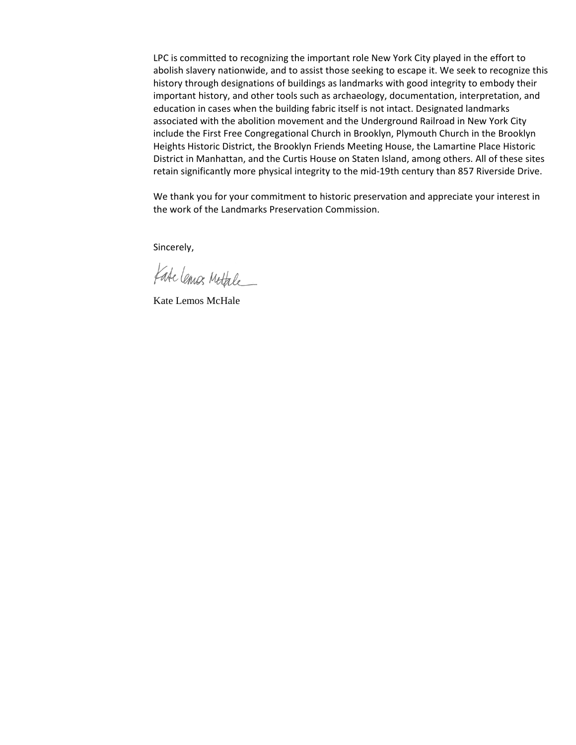LPC is committed to recognizing the important role New York City played in the effort to abolish slavery nationwide, and to assist those seeking to escape it. We seek to recognize this history through designations of buildings as landmarks with good integrity to embody their important history, and other tools such as archaeology, documentation, interpretation, and education in cases when the building fabric itself is not intact. Designated landmarks associated with the abolition movement and the Underground Railroad in New York City include the First Free Congregational Church in Brooklyn, Plymouth Church in the Brooklyn Heights Historic District, the Brooklyn Friends Meeting House, the Lamartine Place Historic District in Manhattan, and the Curtis House on Staten Island, among others. All of these sites retain significantly more physical integrity to the mid-19th century than 857 Riverside Drive.

We thank you for your commitment to historic preservation and appreciate your interest in the work of the Landmarks Preservation Commission.

Sincerely,

Kate Lemos McHale

Kate Lemos McHale